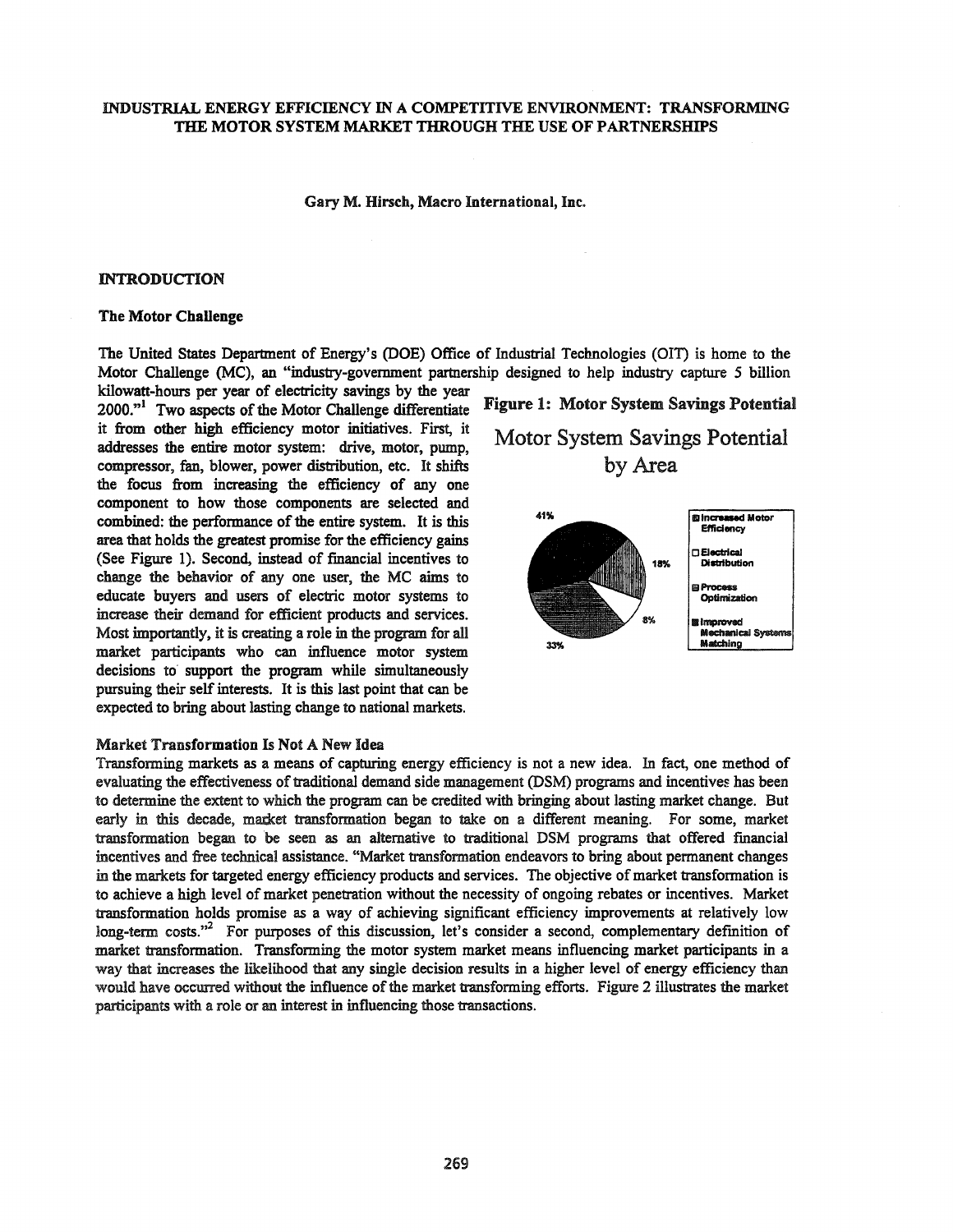# INDUSTRIAL ENERGY EFFICIENCY IN A COMPETITIVE ENVIRONMENT: TRANSFORMING THE MOTOR SYSTEM MARKET THROUGH THE USE OF PARTNERSHIPS

Gary M. Hirsch, Macro International, Inc.

## INTRODUCTION

### The Motor Challenge

The United States Department of Energy's (DOE) Office of Industrial Technologies (OIT) is home to the Motor Challenge (MC), an "industry-government partnership designed to help industry capture 5 billion kilowatt-hours per year of electricity savings by the year 2000."[1] Two aspects of the Motor Challenge differentiate it from other high efficiency motor initiatives. First, it addresses the entire motor system: drive, motor, pump, compressor, fan, blower, power distribution, etc. It shifts the focus from increasing the efficiency of any one component to how those components are selected and combined: the performance of the entire system. It is this area that holds the greatest promise for the efficiency gains (See Figure 1). Second, instead of financial incentives to change the behavior of any one user, the MC aims to educate buyers and users of electric motor systems to increase their demand for efficient products and services. Most importantly, it is creating a role in the program for all market participants who can influence motor system decisions to support the program while simultaneously pursuing their self interests. It is this last point that can be expected to bring about lasting change to national markets.

**Figure 1: Motor System Savings Potential**

Motor System Savings Potential by Area

| Area | Share |
|---|---|
| Increased Motor Efficiency | 18% |
| Electrical Distribution | 8% |
| Process Optimization | 33% |
| Improved Mechanical Systems Matching | 41% |

### Market Transformation Is Not A New Idea

Transforming markets as a means of capturing energy efficiency is not a new idea. In fact, one method of evaluating the effectiveness of traditional demand side management (DSM) programs and incentives has been to determine the extent to which the program can be credited with bringing about lasting market change. But early in this decade, market transformation began to take on a different meaning. For some, market transformation began to be seen as an alternative to traditional DSM programs that offered financial incentives and free technical assistance. "Market transformation endeavors to bring about permanent changes in the markets for targeted energy efficiency products and services. The objective of market transformation is to achieve a high level of market penetration without the necessity of ongoing rebates or incentives. Market transformation holds promise as a way of achieving significant efficiency improvements at relatively low long-term costs."[2] For purposes of this discussion, let's consider a second, complementary definition of market transformation. Transforming the motor system market means influencing market participants in a way that increases the likelihood that any single decision results in a higher level of energy efficiency than would have occurred without the influence of the market transforming efforts. Figure 2 illustrates the market participants with a role or an interest in influencing those transactions.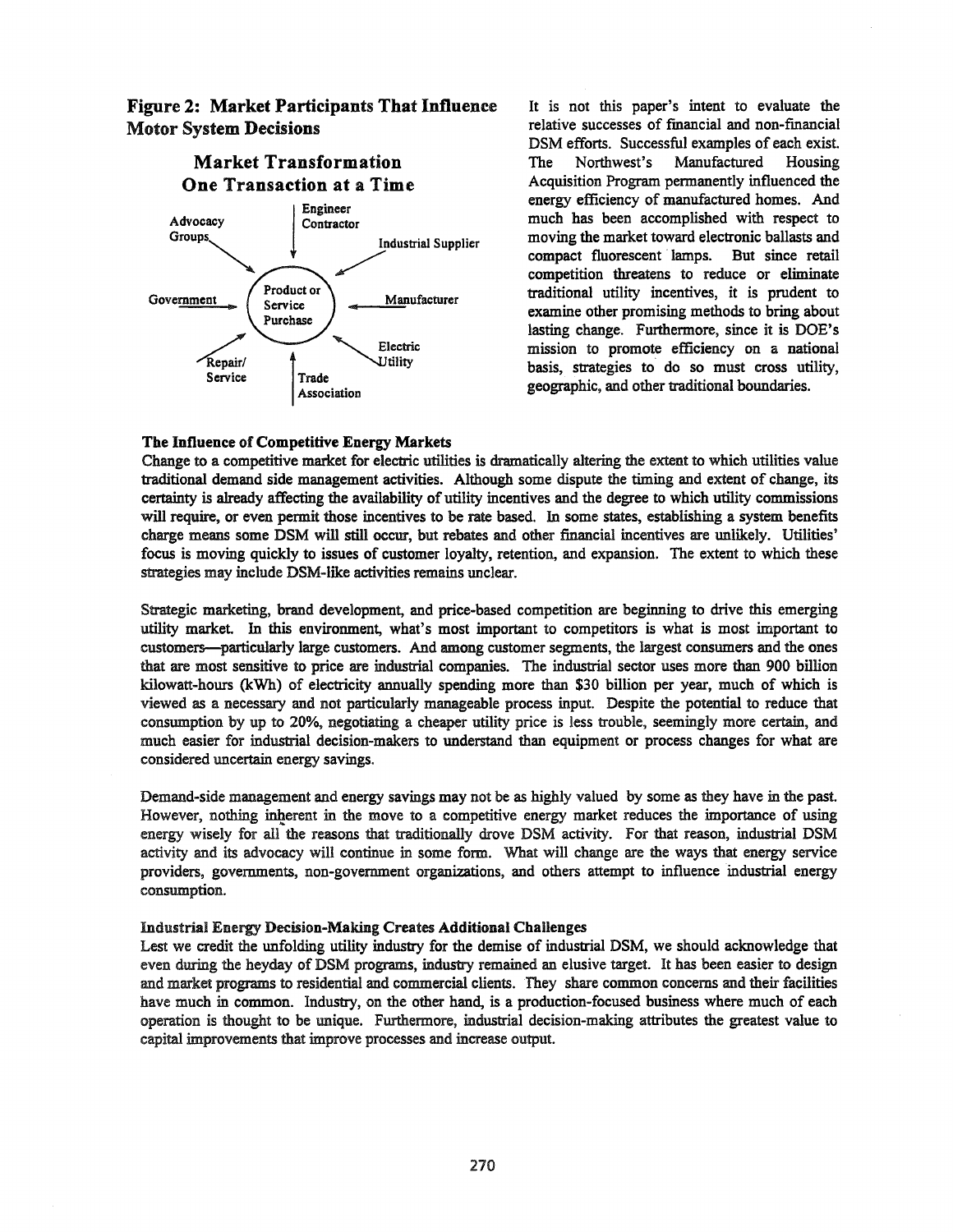**Figure 2: Market Participants That Influence Motor System Decisions**

**Market Transformation One Transaction at a Time**

Advocacy Groups, Engineer Contractor, Industrial Supplier, Government, Product or Service Purchase, Manufacturer, Electric Utility, Repair/Service, Trade Association

It is not this paper's intent to evaluate the relative successes of financial and non-financial DSM efforts. Successful examples of each exist. The Northwest's Manufactured Housing Acquisition Program permanently influenced the energy efficiency of manufactured homes. And much has been accomplished with respect to moving the market toward electronic ballasts and compact fluorescent lamps. But since retail competition threatens to reduce or eliminate traditional utility incentives, it is prudent to examine other promising methods to bring about lasting change. Furthermore, since it is DOE's mission to promote efficiency on a national basis, strategies to do so must cross utility, geographic, and other traditional boundaries.

### The Influence of Competitive Energy Markets

Change to a competitive market for electric utilities is dramatically altering the extent to which utilities value traditional demand side management activities. Although some dispute the timing and extent of change, its certainty is already affecting the availability of utility incentives and the degree to which utility commissions will require, or even permit those incentives to be rate based. In some states, establishing a system benefits charge means some DSM will still occur, but rebates and other financial incentives are unlikely. Utilities' focus is moving quickly to issues of customer loyalty, retention, and expansion. The extent to which these strategies may include DSM-like activities remains unclear.

Strategic marketing, brand development, and price-based competition are beginning to drive this emerging utility market. In this environment, what's most important to competitors is what is most important to customers—particularly large customers. And among customer segments, the largest consumers and the ones that are most sensitive to price are industrial companies. The industrial sector uses more than 900 billion kilowatt-hours (kWh) of electricity annually spending more than $30 billion per year, much of which is viewed as a necessary and not particularly manageable process input. Despite the potential to reduce that consumption by up to 20%, negotiating a cheaper utility price is less trouble, seemingly more certain, and much easier for industrial decision-makers to understand than equipment or process changes for what are considered uncertain energy savings.

Demand-side management and energy savings may not be as highly valued by some as they have in the past. However, nothing inherent in the move to a competitive energy market reduces the importance of using energy wisely for all the reasons that traditionally drove DSM activity. For that reason, industrial DSM activity and its advocacy will continue in some form. What will change are the ways that energy service providers, governments, non-government organizations, and others attempt to influence industrial energy consumption.

### Industrial Energy Decision-Making Creates Additional Challenges

Lest we credit the unfolding utility industry for the demise of industrial DSM, we should acknowledge that even during the heyday of DSM programs, industry remained an elusive target. It has been easier to design and market programs to residential and commercial clients. They share common concerns and their facilities have much in common. Industry, on the other hand, is a production-focused business where much of each operation is thought to be unique. Furthermore, industrial decision-making attributes the greatest value to capital improvements that improve processes and increase output.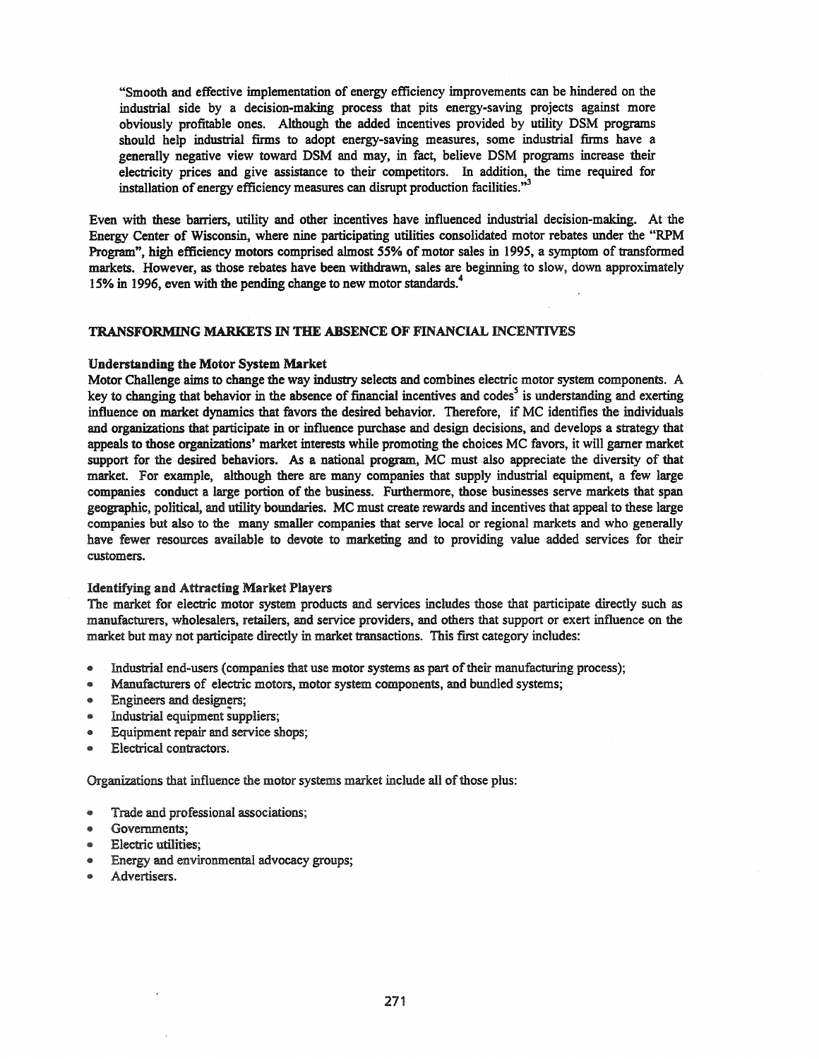"Smooth and effective implementation of energy efficiency improvements can be hindered on the industrial side by a decision-making process that pits energy-saving projects against more obviously profitable ones. Although the added incentives provided by utility DSM programs should help industrial firms to adopt energy-saving measures, some industrial firms have a generally negative view toward DSM and may, in fact, believe DSM programs increase their electricity prices and give assistance to their competitors. In addition, the time required for installation of energy efficiency measures can disrupt production facilities."[3]

Even with these barriers, utility and other incentives have influenced industrial decision-making. At the Energy Center of Wisconsin, where nine participating utilities consolidated motor rebates under the "RPM Program", high efficiency motors comprised almost 55% of motor sales in 1995, a symptom of transformed markets. However, as those rebates have been withdrawn, sales are beginning to slow, down approximately 15% in 1996, even with the pending change to new motor standards.[4]

## TRANSFORMING MARKETS IN THE ABSENCE OF FINANCIAL INCENTIVES

### Understanding the Motor System Market

Motor Challenge aims to change the way industry selects and combines electric motor system components. A key to changing that behavior in the absence of financial incentives and codes[5] is understanding and exerting influence on market dynamics that favors the desired behavior. Therefore, if MC identifies the individuals and organizations that participate in or influence purchase and design decisions, and develops a strategy that appeals to those organizations' market interests while promoting the choices MC favors, it will garner market support for the desired behaviors. As a national program, MC must also appreciate the diversity of that market. For example, although there are many companies that supply industrial equipment, a few large companies conduct a large portion of the business. Furthermore, those businesses serve markets that span geographic, political, and utility boundaries. MC must create rewards and incentives that appeal to these large companies but also to the many smaller companies that serve local or regional markets and who generally have fewer resources available to devote to marketing and to providing value added services for their customers.

### Identifying and Attracting Market Players

The market for electric motor system products and services includes those that participate directly such as manufacturers, wholesalers, retailers, and service providers, and others that support or exert influence on the market but may not participate directly in market transactions. This first category includes:

- Industrial end-users (companies that use motor systems as part of their manufacturing process);
- Manufacturers of electric motors, motor system components, and bundled systems;
- Engineers and designers;
- Industrial equipment suppliers;
- Equipment repair and service shops;
- Electrical contractors.

Organizations that influence the motor systems market include all of those plus:

- Trade and professional associations;
- Governments;
- Electric utilities;
- Energy and environmental advocacy groups;
- Advertisers.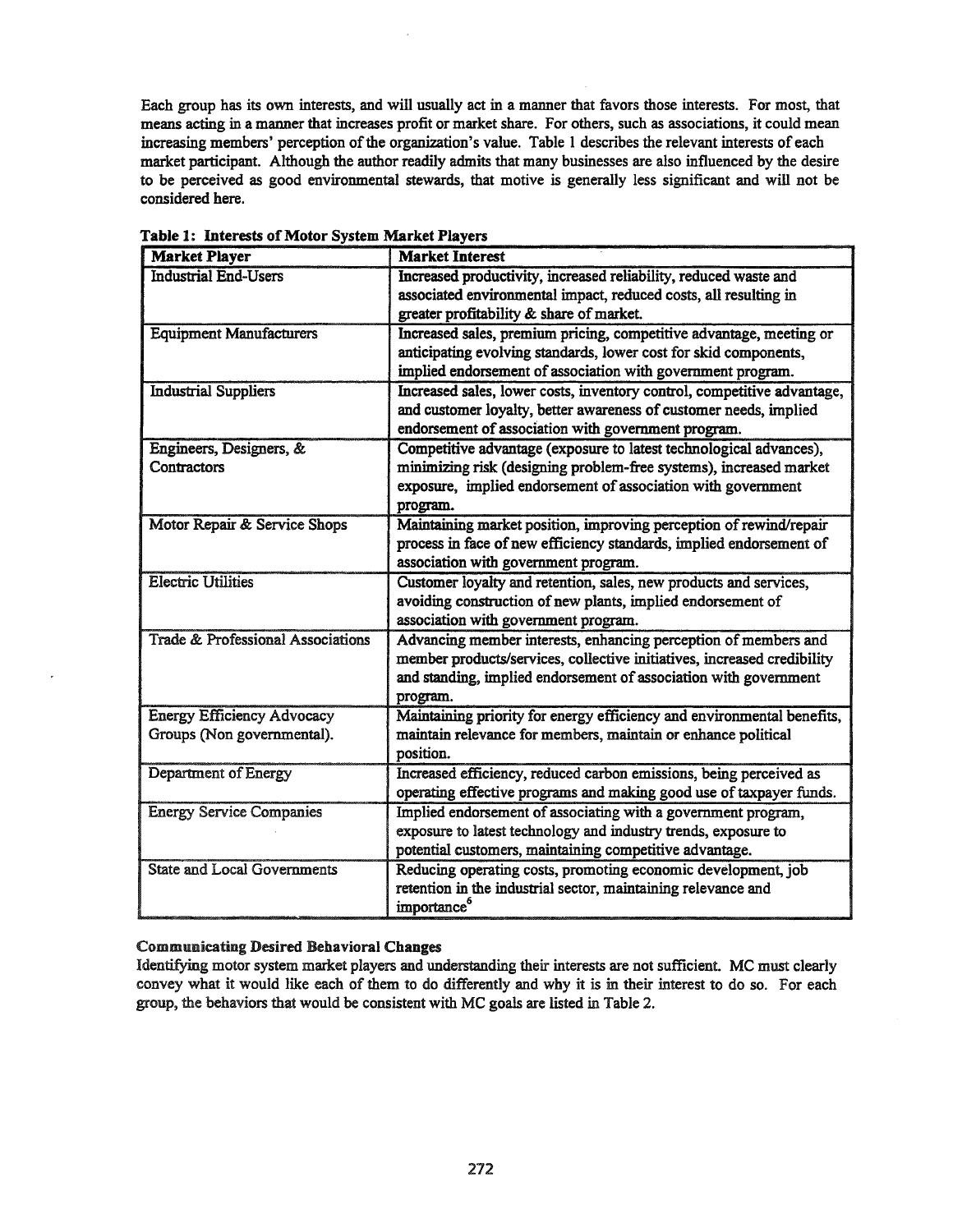Each group has its own interests, and will usually act in a manner that favors those interests. For most, that means acting in a manner that increases profit or market share. For others, such as associations, it could mean increasing members' perception of the organization's value. Table 1 describes the relevant interests of each market participant. Although the author readily admits that many businesses are also influenced by the desire to be perceived as good environmental stewards, that motive is generally less significant and will not be considered here.

**Table 1: Interests of Motor System Market Players**

| Market Player | Market Interest |
|---|---|
| Industrial End-Users | Increased productivity, increased reliability, reduced waste and associated environmental impact, reduced costs, all resulting in greater profitability & share of market. |
| Equipment Manufacturers | Increased sales, premium pricing, competitive advantage, meeting or anticipating evolving standards, lower cost for skid components, implied endorsement of association with government program. |
| Industrial Suppliers | Increased sales, lower costs, inventory control, competitive advantage, and customer loyalty, better awareness of customer needs, implied endorsement of association with government program. |
| Engineers, Designers, & Contractors | Competitive advantage (exposure to latest technological advances), minimizing risk (designing problem-free systems), increased market exposure, implied endorsement of association with government program. |
| Motor Repair & Service Shops | Maintaining market position, improving perception of rewind/repair process in face of new efficiency standards, implied endorsement of association with government program. |
| Electric Utilities | Customer loyalty and retention, sales, new products and services, avoiding construction of new plants, implied endorsement of association with government program. |
| Trade & Professional Associations | Advancing member interests, enhancing perception of members and member products/services, collective initiatives, increased credibility and standing, implied endorsement of association with government program. |
| Energy Efficiency Advocacy Groups (Non governmental). | Maintaining priority for energy efficiency and environmental benefits, maintain relevance for members, maintain or enhance political position. |
| Department of Energy | Increased efficiency, reduced carbon emissions, being perceived as operating effective programs and making good use of taxpayer funds. |
| Energy Service Companies | Implied endorsement of associating with a government program, exposure to latest technology and industry trends, exposure to potential customers, maintaining competitive advantage. |
| State and Local Governments | Reducing operating costs, promoting economic development, job retention in the industrial sector, maintaining relevance and importance[6] |

**Communicating Desired Behavioral Changes**

Identifying motor system market players and understanding their interests are not sufficient. MC must clearly convey what it would like each of them to do differently and why it is in their interest to do so. For each group, the behaviors that would be consistent with MC goals are listed in Table 2.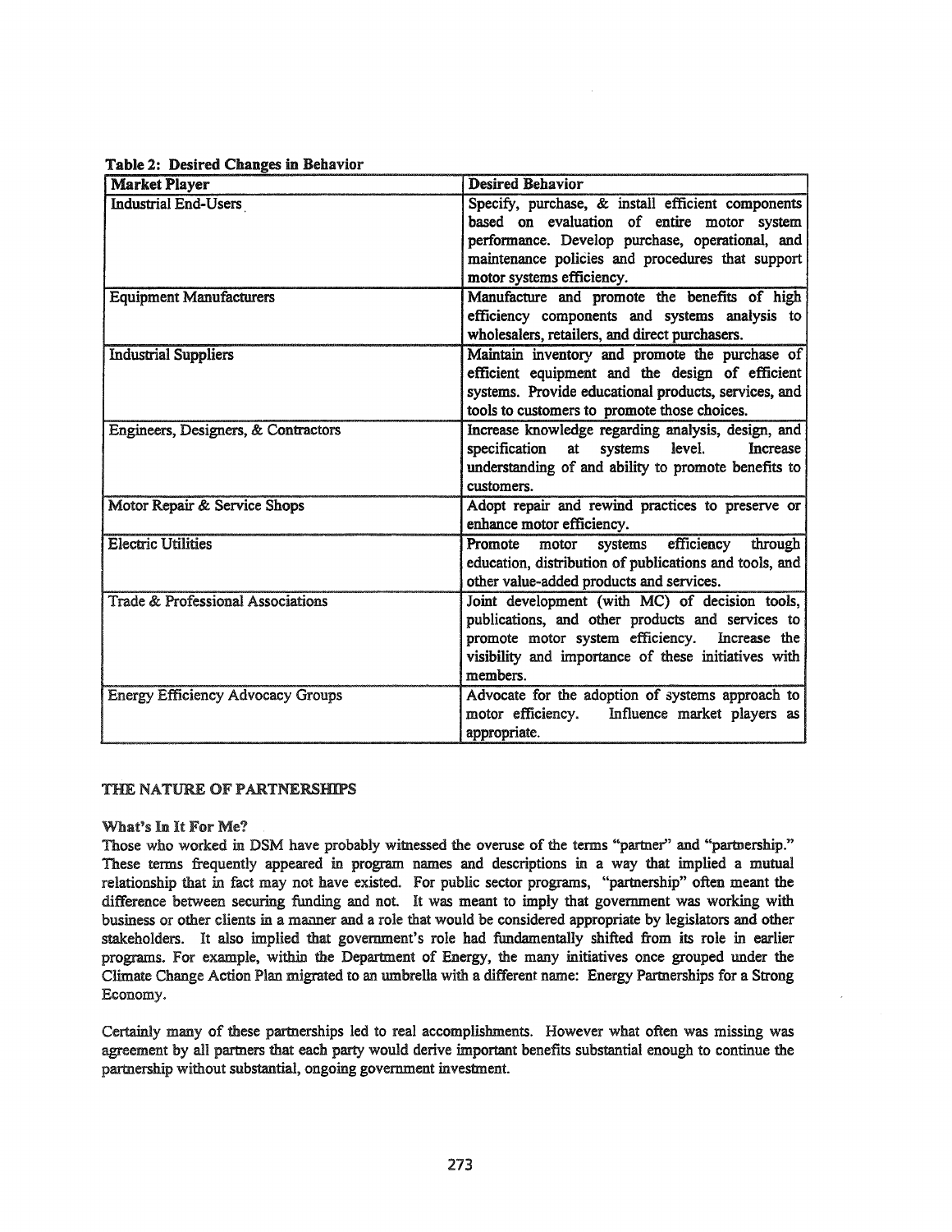**Table 2: Desired Changes in Behavior**

| Market Player | Desired Behavior |
| --- | --- |
| Industrial End-Users | Specify, purchase, & install efficient components based on evaluation of entire motor system performance. Develop purchase, operational, and maintenance policies and procedures that support motor systems efficiency. |
| Equipment Manufacturers | Manufacture and promote the benefits of high efficiency components and systems analysis to wholesalers, retailers, and direct purchasers. |
| Industrial Suppliers | Maintain inventory and promote the purchase of efficient equipment and the design of efficient systems. Provide educational products, services, and tools to customers to promote those choices. |
| Engineers, Designers, & Contractors | Increase knowledge regarding analysis, design, and specification at systems level. Increase understanding of and ability to promote benefits to customers. |
| Motor Repair & Service Shops | Adopt repair and rewind practices to preserve or enhance motor efficiency. |
| Electric Utilities | Promote motor systems efficiency through education, distribution of publications and tools, and other value-added products and services. |
| Trade & Professional Associations | Joint development (with MC) of decision tools, publications, and other products and services to promote motor system efficiency. Increase the visibility and importance of these initiatives with members. |
| Energy Efficiency Advocacy Groups | Advocate for the adoption of systems approach to motor efficiency. Influence market players as appropriate. |

## THE NATURE OF PARTNERSHIPS

### What's In It For Me?

Those who worked in DSM have probably witnessed the overuse of the terms "partner" and "partnership." These terms frequently appeared in program names and descriptions in a way that implied a mutual relationship that in fact may not have existed. For public sector programs, "partnership" often meant the difference between securing funding and not. It was meant to imply that government was working with business or other clients in a manner and a role that would be considered appropriate by legislators and other stakeholders. It also implied that government's role had fundamentally shifted from its role in earlier programs. For example, within the Department of Energy, the many initiatives once grouped under the Climate Change Action Plan migrated to an umbrella with a different name: Energy Partnerships for a Strong Economy.

Certainly many of these partnerships led to real accomplishments. However what often was missing was agreement by all partners that each party would derive important benefits substantial enough to continue the partnership without substantial, ongoing government investment.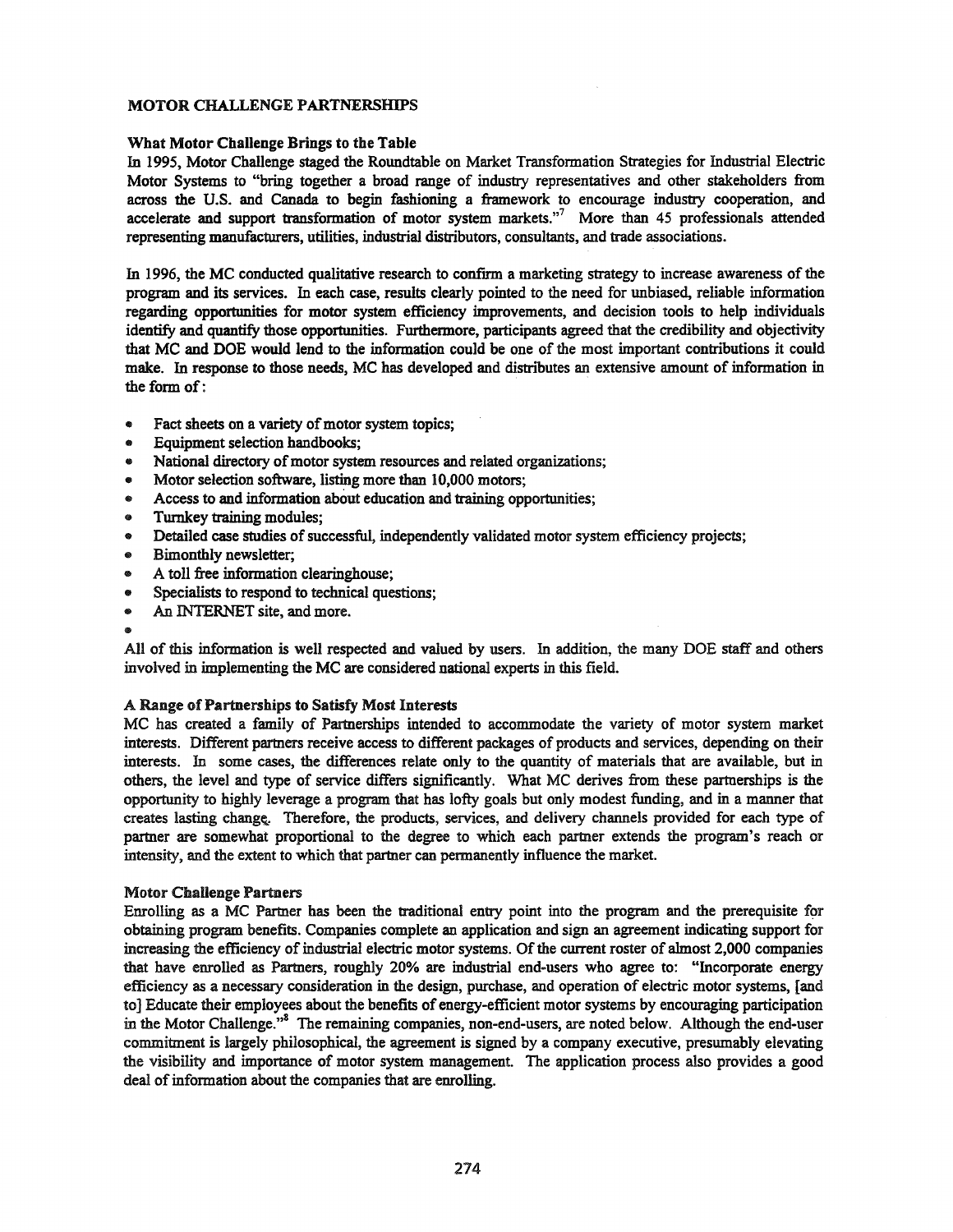## MOTOR CHALLENGE PARTNERSHIPS

### What Motor Challenge Brings to the Table

In 1995, Motor Challenge staged the Roundtable on Market Transformation Strategies for Industrial Electric Motor Systems to "bring together a broad range of industry representatives and other stakeholders from across the U.S. and Canada to begin fashioning a framework to encourage industry cooperation, and accelerate and support transformation of motor system markets."[7] More than 45 professionals attended representing manufacturers, utilities, industrial distributors, consultants, and trade associations.

In 1996, the MC conducted qualitative research to confirm a marketing strategy to increase awareness of the program and its services. In each case, results clearly pointed to the need for unbiased, reliable information regarding opportunities for motor system efficiency improvements, and decision tools to help individuals identify and quantify those opportunities. Furthermore, participants agreed that the credibility and objectivity that MC and DOE would lend to the information could be one of the most important contributions it could make. In response to those needs, MC has developed and distributes an extensive amount of information in the form of:

- Fact sheets on a variety of motor system topics;
- Equipment selection handbooks;
- National directory of motor system resources and related organizations;
- Motor selection software, listing more than 10,000 motors;
- Access to and information about education and training opportunities;
- Turnkey training modules;
- Detailed case studies of successful, independently validated motor system efficiency projects;
- Bimonthly newsletter;
- A toll free information clearinghouse;
- Specialists to respond to technical questions;
- An INTERNET site, and more.

All of this information is well respected and valued by users. In addition, the many DOE staff and others involved in implementing the MC are considered national experts in this field.

### A Range of Partnerships to Satisfy Most Interests

MC has created a family of Partnerships intended to accommodate the variety of motor system market interests. Different partners receive access to different packages of products and services, depending on their interests. In some cases, the differences relate only to the quantity of materials that are available, but in others, the level and type of service differs significantly. What MC derives from these partnerships is the opportunity to highly leverage a program that has lofty goals but only modest funding, and in a manner that creates lasting change. Therefore, the products, services, and delivery channels provided for each type of partner are somewhat proportional to the degree to which each partner extends the program's reach or intensity, and the extent to which that partner can permanently influence the market.

### Motor Challenge Partners

Enrolling as a MC Partner has been the traditional entry point into the program and the prerequisite for obtaining program benefits. Companies complete an application and sign an agreement indicating support for increasing the efficiency of industrial electric motor systems. Of the current roster of almost 2,000 companies that have enrolled as Partners, roughly 20% are industrial end-users who agree to: "Incorporate energy efficiency as a necessary consideration in the design, purchase, and operation of electric motor systems, [and to] Educate their employees about the benefits of energy-efficient motor systems by encouraging participation in the Motor Challenge."[8] The remaining companies, non-end-users, are noted below. Although the end-user commitment is largely philosophical, the agreement is signed by a company executive, presumably elevating the visibility and importance of motor system management. The application process also provides a good deal of information about the companies that are enrolling.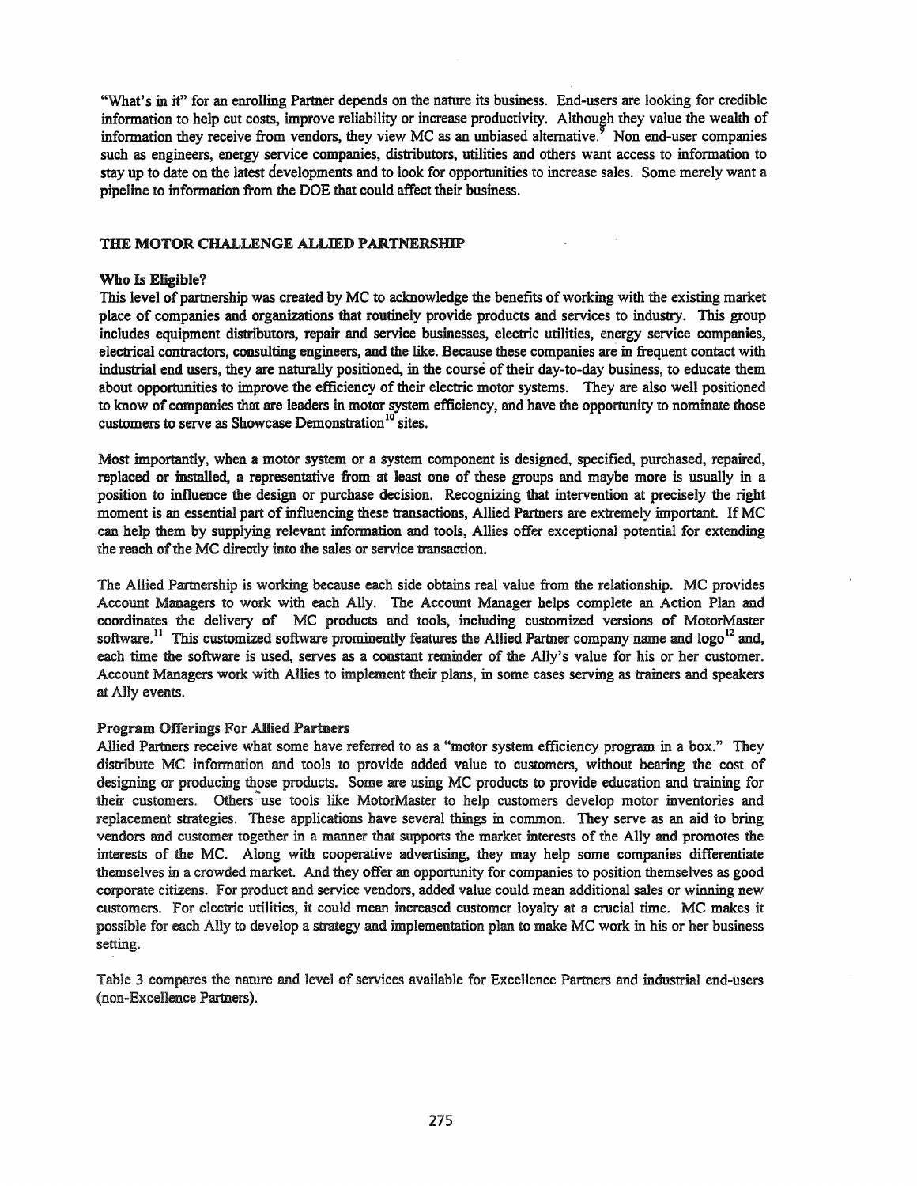"What's in it" for an enrolling Partner depends on the nature its business. End-users are looking for credible information to help cut costs, improve reliability or increase productivity. Although they value the wealth of information they receive from vendors, they view MC as an unbiased alternative.[9] Non end-user companies such as engineers, energy service companies, distributors, utilities and others want access to information to stay up to date on the latest developments and to look for opportunities to increase sales. Some merely want a pipeline to information from the DOE that could affect their business.

## THE MOTOR CHALLENGE ALLIED PARTNERSHIP

### Who Is Eligible?

This level of partnership was created by MC to acknowledge the benefits of working with the existing market place of companies and organizations that routinely provide products and services to industry. This group includes equipment distributors, repair and service businesses, electric utilities, energy service companies, electrical contractors, consulting engineers, and the like. Because these companies are in frequent contact with industrial end users, they are naturally positioned, in the course of their day-to-day business, to educate them about opportunities to improve the efficiency of their electric motor systems. They are also well positioned to know of companies that are leaders in motor system efficiency, and have the opportunity to nominate those customers to serve as Showcase Demonstration[10] sites.

Most importantly, when a motor system or a system component is designed, specified, purchased, repaired, replaced or installed, a representative from at least one of these groups and maybe more is usually in a position to influence the design or purchase decision. Recognizing that intervention at precisely the right moment is an essential part of influencing these transactions, Allied Partners are extremely important. If MC can help them by supplying relevant information and tools, Allies offer exceptional potential for extending the reach of the MC directly into the sales or service transaction.

The Allied Partnership is working because each side obtains real value from the relationship. MC provides Account Managers to work with each Ally. The Account Manager helps complete an Action Plan and coordinates the delivery of MC products and tools, including customized versions of MotorMaster software.[11] This customized software prominently features the Allied Partner company name and logo[12] and, each time the software is used, serves as a constant reminder of the Ally's value for his or her customer. Account Managers work with Allies to implement their plans, in some cases serving as trainers and speakers at Ally events.

### Program Offerings For Allied Partners

Allied Partners receive what some have referred to as a "motor system efficiency program in a box." They distribute MC information and tools to provide added value to customers, without bearing the cost of designing or producing those products. Some are using MC products to provide education and training for their customers. Others use tools like MotorMaster to help customers develop motor inventories and replacement strategies. These applications have several things in common. They serve as an aid to bring vendors and customer together in a manner that supports the market interests of the Ally and promotes the interests of the MC. Along with cooperative advertising, they may help some companies differentiate themselves in a crowded market. And they offer an opportunity for companies to position themselves as good corporate citizens. For product and service vendors, added value could mean additional sales or winning new customers. For electric utilities, it could mean increased customer loyalty at a crucial time. MC makes it possible for each Ally to develop a strategy and implementation plan to make MC work in his or her business setting.

Table 3 compares the nature and level of services available for Excellence Partners and industrial end-users (non-Excellence Partners).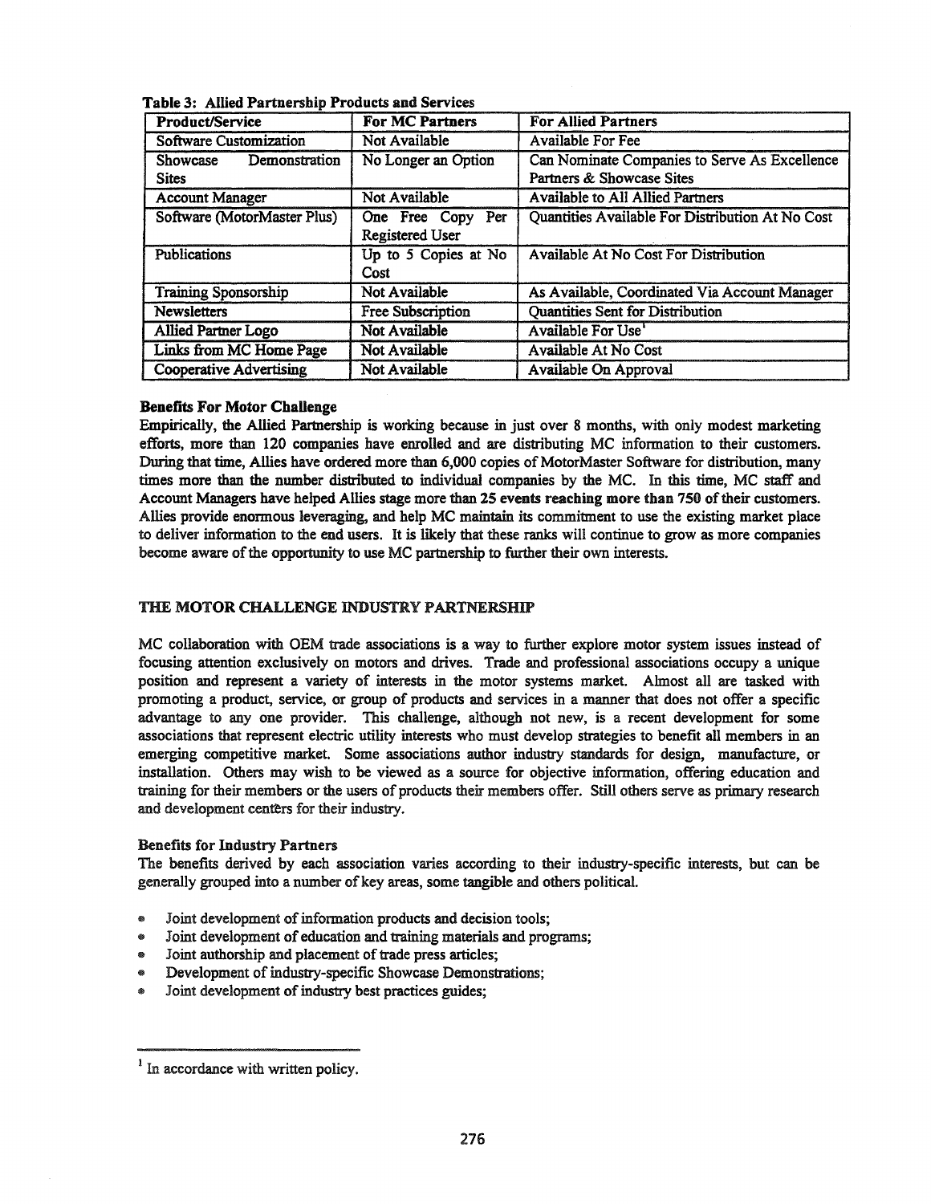**Table 3: Allied Partnership Products and Services**

| Product/Service | For MC Partners | For Allied Partners |
|---|---|---|
| Software Customization | Not Available | Available For Fee |
| Showcase Demonstration Sites | No Longer an Option | Can Nominate Companies to Serve As Excellence Partners & Showcase Sites |
| Account Manager | Not Available | Available to All Allied Partners |
| Software (MotorMaster Plus) | One Free Copy Per Registered User | Quantities Available For Distribution At No Cost |
| Publications | Up to 5 Copies at No Cost | Available At No Cost For Distribution |
| Training Sponsorship | Not Available | As Available, Coordinated Via Account Manager |
| Newsletters | Free Subscription | Quantities Sent for Distribution |
| Allied Partner Logo | Not Available | Available For Use[1] |
| Links from MC Home Page | Not Available | Available At No Cost |
| Cooperative Advertising | Not Available | Available On Approval |

**Benefits For Motor Challenge**

Empirically, the Allied Partnership is working because in just over 8 months, with only modest marketing efforts, more than 120 companies have enrolled and are distributing MC information to their customers. During that time, Allies have ordered more than 6,000 copies of MotorMaster Software for distribution, many times more than the number distributed to individual companies by the MC. In this time, MC staff and Account Managers have helped Allies stage more than 25 events reaching more than 750 of their customers. Allies provide enormous leveraging, and help MC maintain its commitment to use the existing market place to deliver information to the end users. It is likely that these ranks will continue to grow as more companies become aware of the opportunity to use MC partnership to further their own interests.

## THE MOTOR CHALLENGE INDUSTRY PARTNERSHIP

MC collaboration with OEM trade associations is a way to further explore motor system issues instead of focusing attention exclusively on motors and drives. Trade and professional associations occupy a unique position and represent a variety of interests in the motor systems market. Almost all are tasked with promoting a product, service, or group of products and services in a manner that does not offer a specific advantage to any one provider. This challenge, although not new, is a recent development for some associations that represent electric utility interests who must develop strategies to benefit all members in an emerging competitive market. Some associations author industry standards for design, manufacture, or installation. Others may wish to be viewed as a source for objective information, offering education and training for their members or the users of products their members offer. Still others serve as primary research and development centers for their industry.

**Benefits for Industry Partners**

The benefits derived by each association varies according to their industry-specific interests, but can be generally grouped into a number of key areas, some tangible and others political.

- Joint development of information products and decision tools;
- Joint development of education and training materials and programs;
- Joint authorship and placement of trade press articles;
- Development of industry-specific Showcase Demonstrations;
- Joint development of industry best practices guides;

---

[1] In accordance with written policy.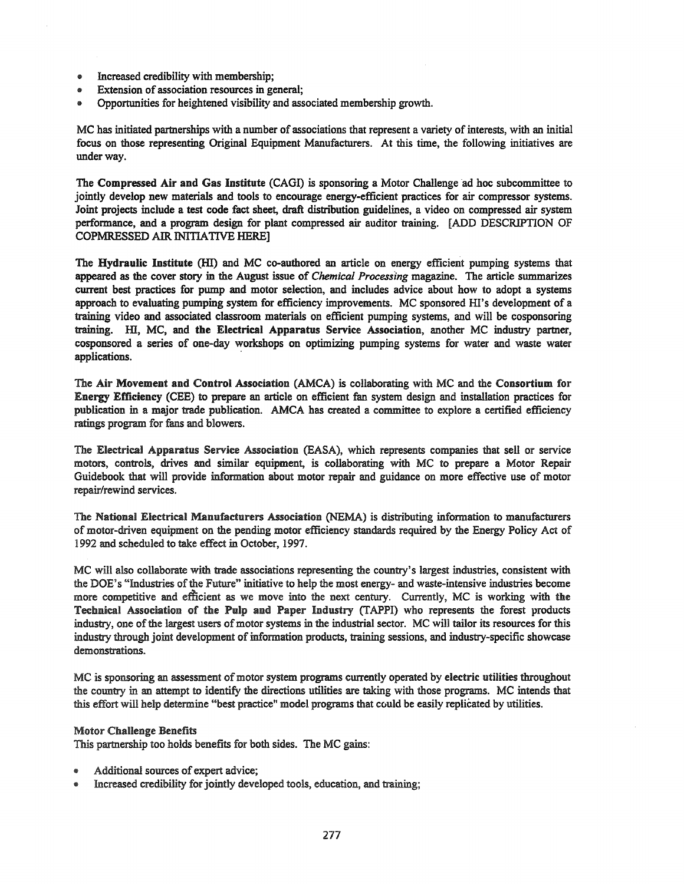- Increased credibility with membership;
- Extension of association resources in general;
- Opportunities for heightened visibility and associated membership growth.

MC has initiated partnerships with a number of associations that represent a variety of interests, with an initial focus on those representing Original Equipment Manufacturers. At this time, the following initiatives are under way.

The **Compressed Air and Gas Institute** (CAGI) is sponsoring a Motor Challenge ad hoc subcommittee to jointly develop new materials and tools to encourage energy-efficient practices for air compressor systems. Joint projects include a test code fact sheet, draft distribution guidelines, a video on compressed air system performance, and a program design for plant compressed air auditor training. [ADD DESCRIPTION OF COPMRESSED AIR INITIATIVE HERE]

The **Hydraulic Institute** (HI) and MC co-authored an article on energy efficient pumping systems that appeared as the cover story in the August issue of *Chemical Processing* magazine. The article summarizes current best practices for pump and motor selection, and includes advice about how to adopt a systems approach to evaluating pumping system for efficiency improvements. MC sponsored HI's development of a training video and associated classroom materials on efficient pumping systems, and will be cosponsoring training. HI, MC, and **the Electrical Apparatus Service Association**, another MC industry partner, cosponsored a series of one-day workshops on optimizing pumping systems for water and waste water applications.

The **Air Movement and Control Association** (AMCA) is collaborating with MC and the **Consortium for Energy Efficiency** (CEE) to prepare an article on efficient fan system design and installation practices for publication in a major trade publication. AMCA has created a committee to explore a certified efficiency ratings program for fans and blowers.

The **Electrical Apparatus Service Association** (EASA), which represents companies that sell or service motors, controls, drives and similar equipment, is collaborating with MC to prepare a Motor Repair Guidebook that will provide information about motor repair and guidance on more effective use of motor repair/rewind services.

The **National Electrical Manufacturers Association** (NEMA) is distributing information to manufacturers of motor-driven equipment on the pending motor efficiency standards required by the Energy Policy Act of 1992 and scheduled to take effect in October, 1997.

MC will also collaborate with trade associations representing the country's largest industries, consistent with the DOE's "Industries of the Future" initiative to help the most energy- and waste-intensive industries become more competitive and efficient as we move into the next century. Currently, MC is working with **the Technical Association of the Pulp and Paper Industry** (TAPPI) who represents the forest products industry, one of the largest users of motor systems in the industrial sector. MC will tailor its resources for this industry through joint development of information products, training sessions, and industry-specific showcase demonstrations.

MC is sponsoring an assessment of motor system programs currently operated by **electric utilities** throughout the country in an attempt to identify the directions utilities are taking with those programs. MC intends that this effort will help determine "best practice" model programs that could be easily replicated by utilities.

**Motor Challenge Benefits**

This partnership too holds benefits for both sides. The MC gains:

- Additional sources of expert advice;
- Increased credibility for jointly developed tools, education, and training;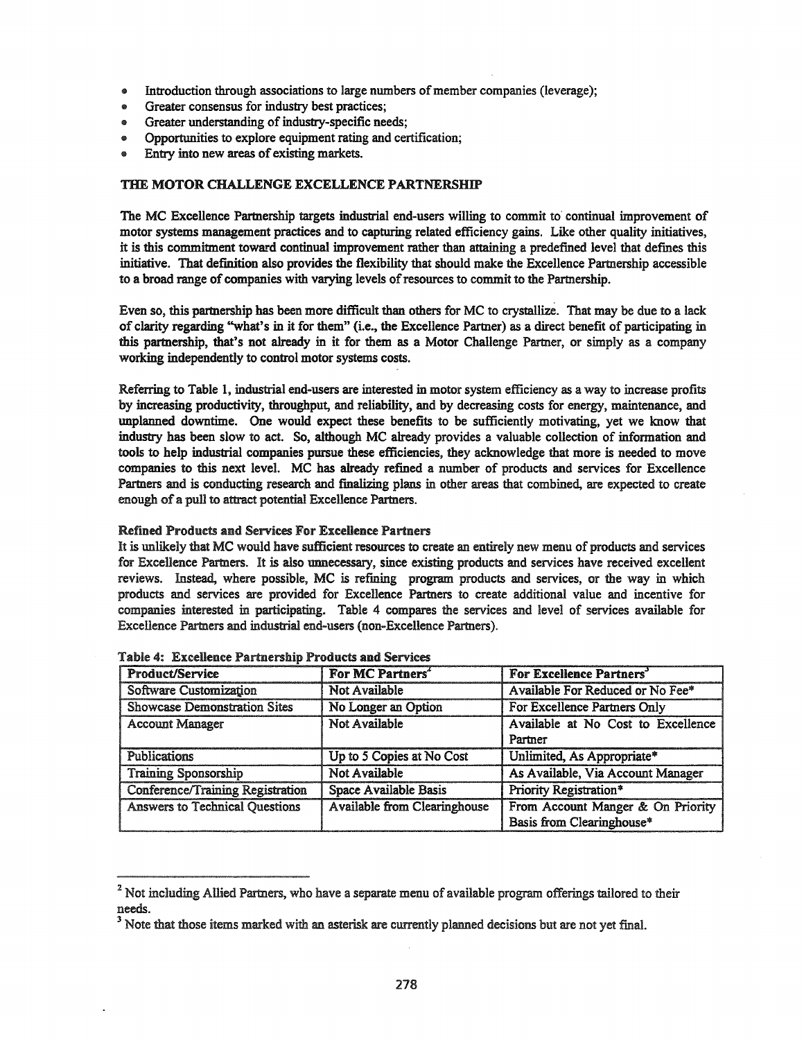- Introduction through associations to large numbers of member companies (leverage);
- Greater consensus for industry best practices;
- Greater understanding of industry-specific needs;
- Opportunities to explore equipment rating and certification;
- Entry into new areas of existing markets.

## THE MOTOR CHALLENGE EXCELLENCE PARTNERSHIP

The MC Excellence Partnership targets industrial end-users willing to commit to continual improvement of motor systems management practices and to capturing related efficiency gains. Like other quality initiatives, it is this commitment toward continual improvement rather than attaining a predefined level that defines this initiative. That definition also provides the flexibility that should make the Excellence Partnership accessible to a broad range of companies with varying levels of resources to commit to the Partnership.

Even so, this partnership has been more difficult than others for MC to crystallize. That may be due to a lack of clarity regarding "what's in it for them" (i.e., the Excellence Partner) as a direct benefit of participating in this partnership, that's not already in it for them as a Motor Challenge Partner, or simply as a company working independently to control motor systems costs.

Referring to Table 1, industrial end-users are interested in motor system efficiency as a way to increase profits by increasing productivity, throughput, and reliability, and by decreasing costs for energy, maintenance, and unplanned downtime. One would expect these benefits to be sufficiently motivating, yet we know that industry has been slow to act. So, although MC already provides a valuable collection of information and tools to help industrial companies pursue these efficiencies, they acknowledge that more is needed to move companies to this next level. MC has already refined a number of products and services for Excellence Partners and is conducting research and finalizing plans in other areas that combined, are expected to create enough of a pull to attract potential Excellence Partners.

### Refined Products and Services For Excellence Partners

It is unlikely that MC would have sufficient resources to create an entirely new menu of products and services for Excellence Partners. It is also unnecessary, since existing products and services have received excellent reviews. Instead, where possible, MC is refining program products and services, or the way in which products and services are provided for Excellence Partners to create additional value and incentive for companies interested in participating. Table 4 compares the services and level of services available for Excellence Partners and industrial end-users (non-Excellence Partners).

**Table 4: Excellence Partnership Products and Services**

| Product/Service | For MC Partners[2] | For Excellence Partners[3] |
|---|---|---|
| Software Customization | Not Available | Available For Reduced or No Fee* |
| Showcase Demonstration Sites | No Longer an Option | For Excellence Partners Only |
| Account Manager | Not Available | Available at No Cost to Excellence Partner |
| Publications | Up to 5 Copies at No Cost | Unlimited, As Appropriate* |
| Training Sponsorship | Not Available | As Available, Via Account Manager |
| Conference/Training Registration | Space Available Basis | Priority Registration* |
| Answers to Technical Questions | Available from Clearinghouse | From Account Manger & On Priority Basis from Clearinghouse* |

[2] Not including Allied Partners, who have a separate menu of available program offerings tailored to their needs.

[3] Note that those items marked with an asterisk are currently planned decisions but are not yet final.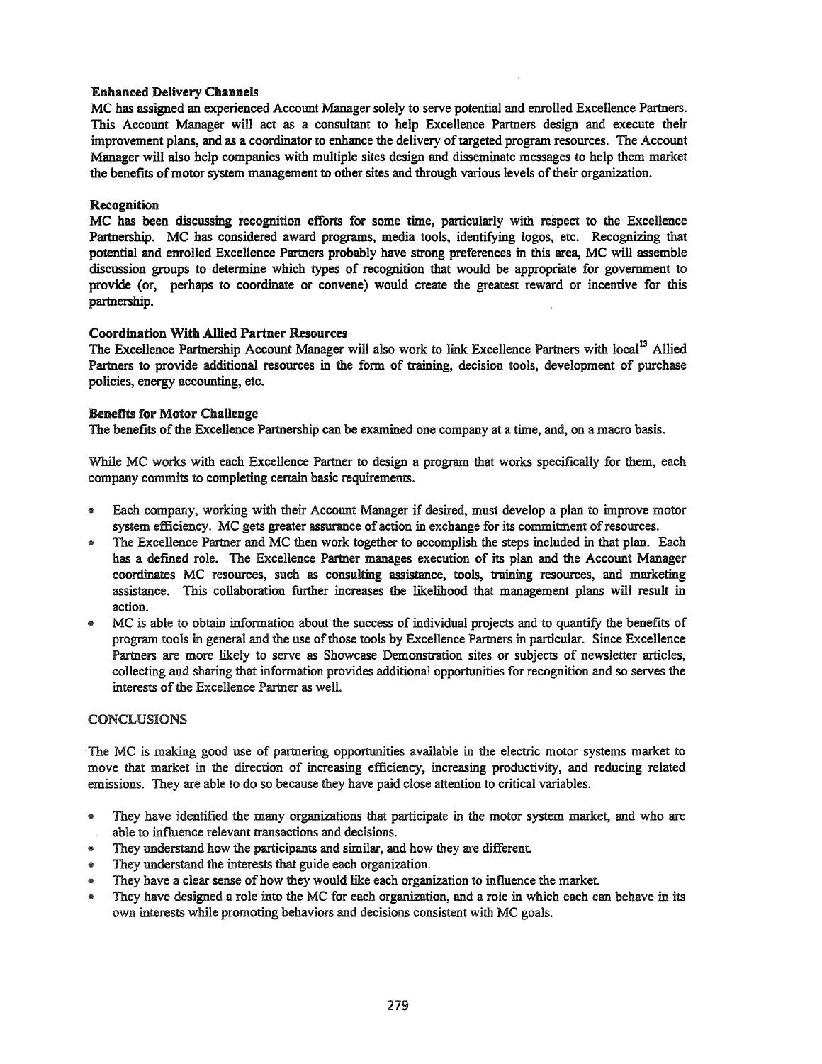**Enhanced Delivery Channels**

MC has assigned an experienced Account Manager solely to serve potential and enrolled Excellence Partners. This Account Manager will act as a consultant to help Excellence Partners design and execute their improvement plans, and as a coordinator to enhance the delivery of targeted program resources. The Account Manager will also help companies with multiple sites design and disseminate messages to help them market the benefits of motor system management to other sites and through various levels of their organization.

**Recognition**

MC has been discussing recognition efforts for some time, particularly with respect to the Excellence Partnership. MC has considered award programs, media tools, identifying logos, etc. Recognizing that potential and enrolled Excellence Partners probably have strong preferences in this area, MC will assemble discussion groups to determine which types of recognition that would be appropriate for government to provide (or, perhaps to coordinate or convene) would create the greatest reward or incentive for this partnership.

**Coordination With Allied Partner Resources**

The Excellence Partnership Account Manager will also work to link Excellence Partners with local[13] Allied Partners to provide additional resources in the form of training, decision tools, development of purchase policies, energy accounting, etc.

**Benefits for Motor Challenge**

The benefits of the Excellence Partnership can be examined one company at a time, and, on a macro basis.

While MC works with each Excellence Partner to design a program that works specifically for them, each company commits to completing certain basic requirements.

- Each company, working with their Account Manager if desired, must develop a plan to improve motor system efficiency. MC gets greater assurance of action in exchange for its commitment of resources.
- The Excellence Partner and MC then work together to accomplish the steps included in that plan. Each has a defined role. The Excellence Partner manages execution of its plan and the Account Manager coordinates MC resources, such as consulting assistance, tools, training resources, and marketing assistance. This collaboration further increases the likelihood that management plans will result in action.
- MC is able to obtain information about the success of individual projects and to quantify the benefits of program tools in general and the use of those tools by Excellence Partners in particular. Since Excellence Partners are more likely to serve as Showcase Demonstration sites or subjects of newsletter articles, collecting and sharing that information provides additional opportunities for recognition and so serves the interests of the Excellence Partner as well.

## CONCLUSIONS

The MC is making good use of partnering opportunities available in the electric motor systems market to move that market in the direction of increasing efficiency, increasing productivity, and reducing related emissions. They are able to do so because they have paid close attention to critical variables.

- They have identified the many organizations that participate in the motor system market, and who are able to influence relevant transactions and decisions.
- They understand how the participants and similar, and how they are different.
- They understand the interests that guide each organization.
- They have a clear sense of how they would like each organization to influence the market.
- They have designed a role into the MC for each organization, and a role in which each can behave in its own interests while promoting behaviors and decisions consistent with MC goals.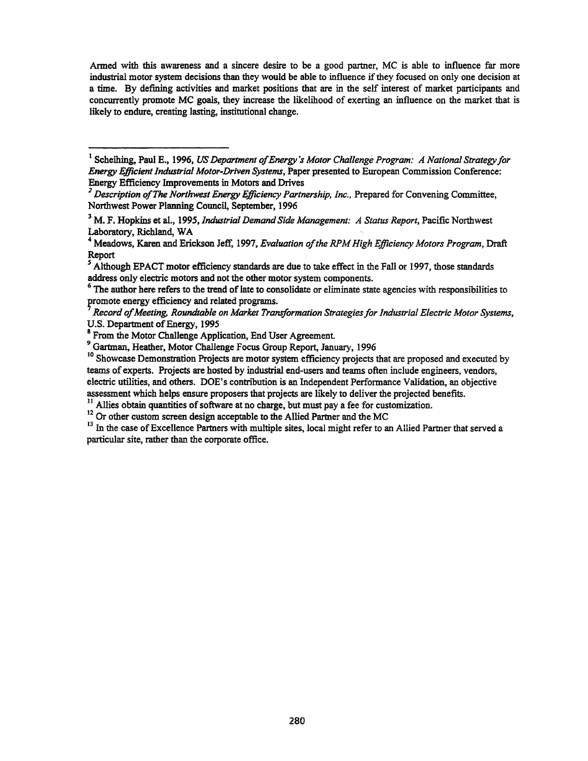Armed with this awareness and a sincere desire to be a good partner, MC is able to influence far more industrial motor system decisions than they would be able to influence if they focused on only one decision at a time. By defining activities and market positions that are in the self interest of market participants and concurrently promote MC goals, they increase the likelihood of exerting an influence on the market that is likely to endure, creating lasting, institutional change.

---

[1] Scheihing, Paul E., 1996, *US Department of Energy's Motor Challenge Program: A National Strategy for Energy Efficient Industrial Motor-Driven Systems*, Paper presented to European Commission Conference: Energy Efficiency Improvements in Motors and Drives

[2] *Description of The Northwest Energy Efficiency Partnership, Inc.,* Prepared for Convening Committee, Northwest Power Planning Council, September, 1996

[3] M. F. Hopkins et al., 1995, *Industrial Demand Side Management: A Status Report*, Pacific Northwest Laboratory, Richland, WA

[4] Meadows, Karen and Erickson Jeff, 1997, *Evaluation of the RPM High Efficiency Motors Program*, Draft Report

[5] Although EPACT motor efficiency standards are due to take effect in the Fall or 1997, those standards address only electric motors and not the other motor system components.

[6] The author here refers to the trend of late to consolidate or eliminate state agencies with responsibilities to promote energy efficiency and related programs.

[7] *Record of Meeting, Roundtable on Market Transformation Strategies for Industrial Electric Motor Systems*, U.S. Department of Energy, 1995

[8] From the Motor Challenge Application, End User Agreement.

[9] Gartman, Heather, Motor Challenge Focus Group Report, January, 1996

[10] Showcase Demonstration Projects are motor system efficiency projects that are proposed and executed by teams of experts. Projects are hosted by industrial end-users and teams often include engineers, vendors, electric utilities, and others. DOE's contribution is an Independent Performance Validation, an objective assessment which helps ensure proposers that projects are likely to deliver the projected benefits.

[11] Allies obtain quantities of software at no charge, but must pay a fee for customization.

[12] Or other custom screen design acceptable to the Allied Partner and the MC

[13] In the case of Excellence Partners with multiple sites, local might refer to an Allied Partner that served a particular site, rather than the corporate office.